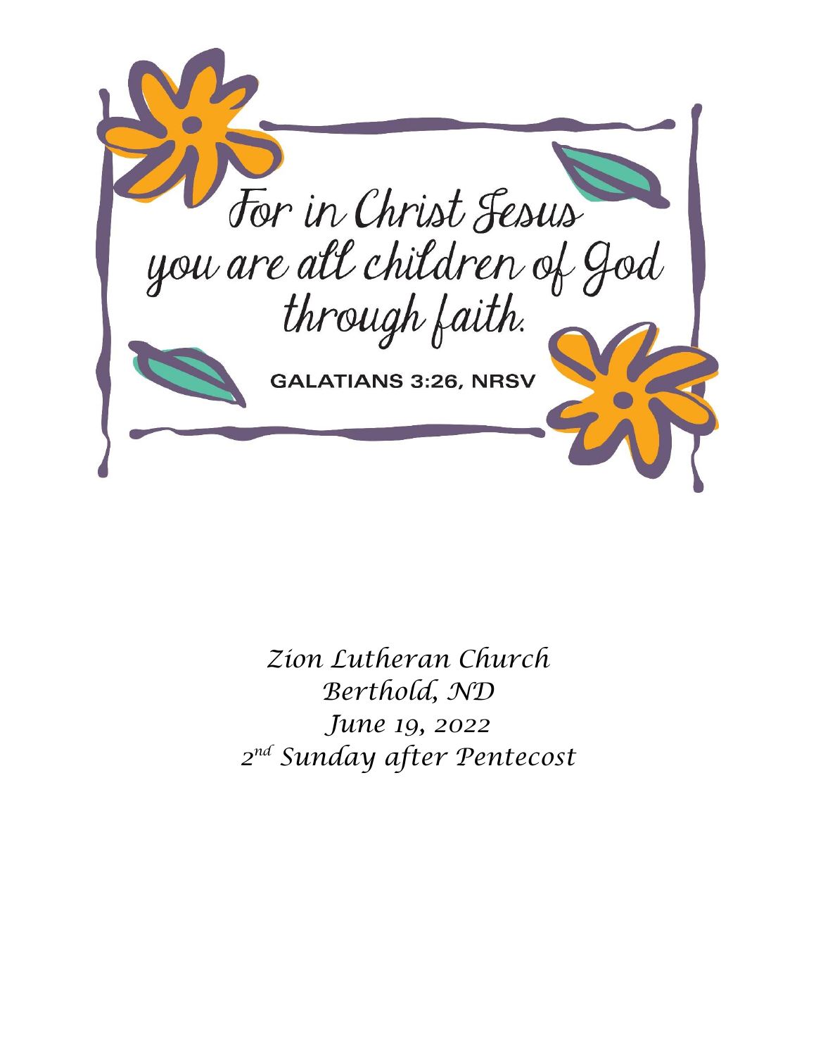For in Christ Jesus you are all children of God through faith.

GALATIANS 3:26, NRSV

*Zion Lutheran Church*
*Berthold, ND*
*June 19, 2022*
*2nd Sunday after Pentecost*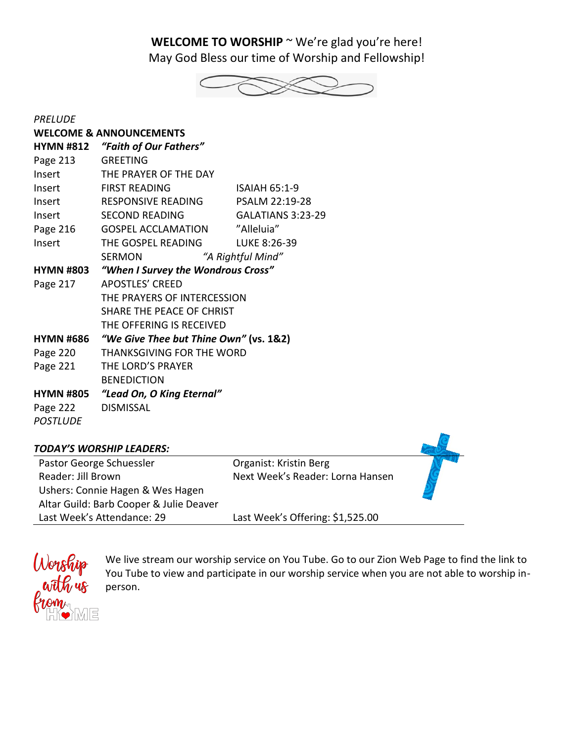**WELCOME TO WORSHIP** ~ We're glad you're here!
May God Bless our time of Worship and Fellowship!

*PRELUDE*

**WELCOME & ANNOUNCEMENTS**

| | | |
|---|---|---|
| **HYMN #812** | ***"Faith of Our Fathers"*** | |
| Page 213 | GREETING | |
| Insert | THE PRAYER OF THE DAY | |
| Insert | FIRST READING | ISAIAH 65:1-9 |
| Insert | RESPONSIVE READING | PSALM 22:19-28 |
| Insert | SECOND READING | GALATIANS 3:23-29 |
| Page 216 | GOSPEL ACCLAMATION | "Alleluia" |
| Insert | THE GOSPEL READING | LUKE 8:26-39 |
| | SERMON *"A Rightful Mind"* | |
| **HYMN #803** | ***"When I Survey the Wondrous Cross"*** | |
| Page 217 | APOSTLES' CREED | |
| | THE PRAYERS OF INTERCESSION | |
| | SHARE THE PEACE OF CHRIST | |
| | THE OFFERING IS RECEIVED | |
| **HYMN #686** | ***"We Give Thee but Thine Own"* (vs. 1&2)** | |
| Page 220 | THANKSGIVING FOR THE WORD | |
| Page 221 | THE LORD'S PRAYER | |
| | BENEDICTION | |
| **HYMN #805** | ***"Lead On, O King Eternal"*** | |
| Page 222 | DISMISSAL | |

*POSTLUDE*

***TODAY'S WORSHIP LEADERS:***

| | |
|---|---|
| Pastor George Schuessler | Organist: Kristin Berg |
| Reader: Jill Brown | Next Week's Reader: Lorna Hansen |
| Ushers: Connie Hagen & Wes Hagen | |
| Altar Guild: Barb Cooper & Julie Deaver | |
| Last Week's Attendance: 29 | Last Week's Offering: $1,525.00 |

Worship with us from HOME

We live stream our worship service on You Tube. Go to our Zion Web Page to find the link to You Tube to view and participate in our worship service when you are not able to worship in-person.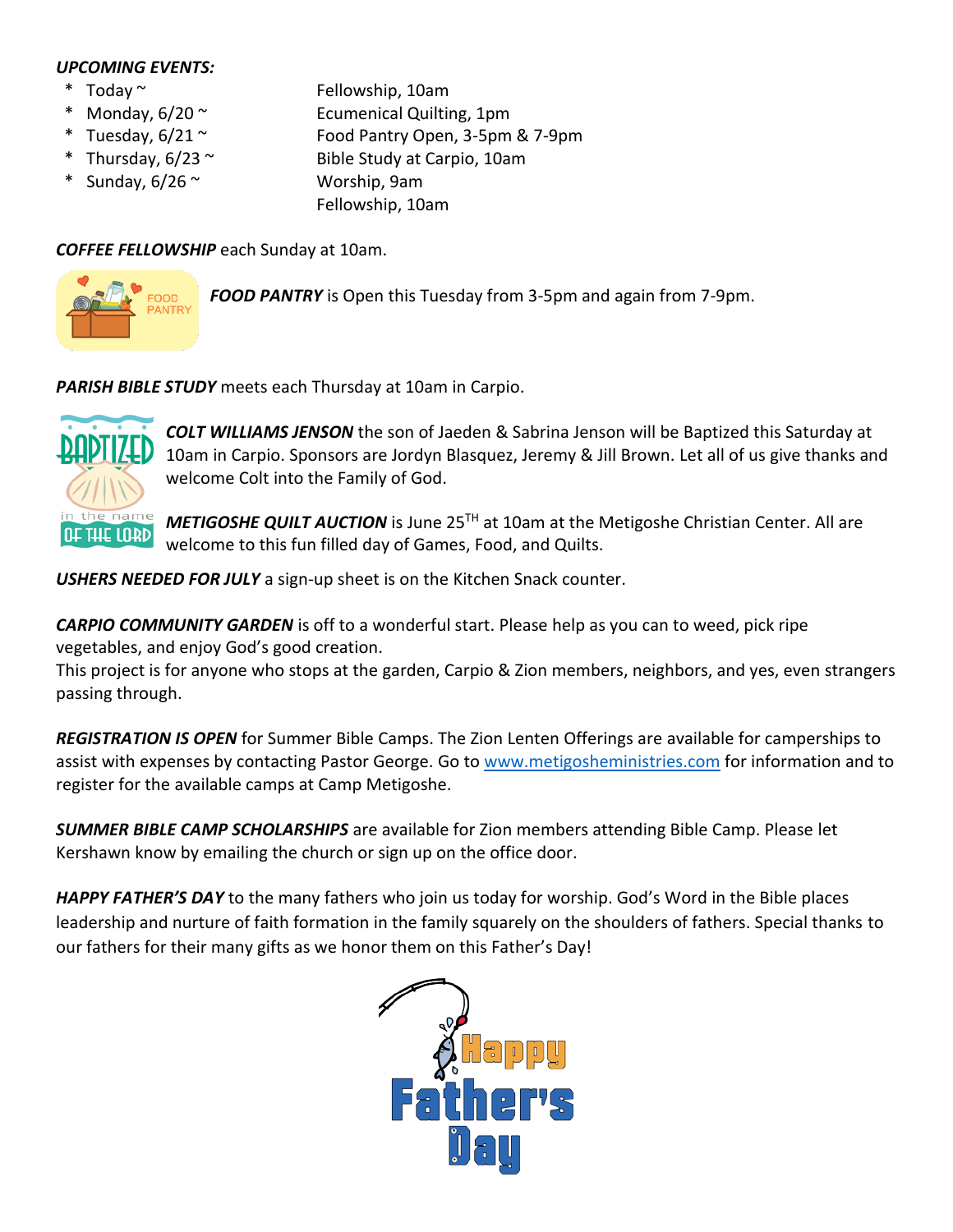*UPCOMING EVENTS:*

* Today ~ Fellowship, 10am
* Monday, 6/20 ~ Ecumenical Quilting, 1pm
* Tuesday, 6/21 ~ Food Pantry Open, 3-5pm & 7-9pm
* Thursday, 6/23 ~ Bible Study at Carpio, 10am
* Sunday, 6/26 ~ Worship, 9am
  Fellowship, 10am

***COFFEE FELLOWSHIP*** each Sunday at 10am.

***FOOD PANTRY*** is Open this Tuesday from 3-5pm and again from 7-9pm.

***PARISH BIBLE STUDY*** meets each Thursday at 10am in Carpio.

***COLT WILLIAMS JENSON*** the son of Jaeden & Sabrina Jenson will be Baptized this Saturday at 10am in Carpio. Sponsors are Jordyn Blasquez, Jeremy & Jill Brown. Let all of us give thanks and welcome Colt into the Family of God.

***METIGOSHE QUILT AUCTION*** is June 25TH at 10am at the Metigoshe Christian Center. All are welcome to this fun filled day of Games, Food, and Quilts.

***USHERS NEEDED FOR JULY*** a sign-up sheet is on the Kitchen Snack counter.

***CARPIO COMMUNITY GARDEN*** is off to a wonderful start. Please help as you can to weed, pick ripe vegetables, and enjoy God's good creation.
This project is for anyone who stops at the garden, Carpio & Zion members, neighbors, and yes, even strangers passing through.

***REGISTRATION IS OPEN*** for Summer Bible Camps. The Zion Lenten Offerings are available for camperships to assist with expenses by contacting Pastor George. Go to www.metigosheministries.com for information and to register for the available camps at Camp Metigoshe.

***SUMMER BIBLE CAMP SCHOLARSHIPS*** are available for Zion members attending Bible Camp. Please let Kershawn know by emailing the church or sign up on the office door.

***HAPPY FATHER'S DAY*** to the many fathers who join us today for worship. God's Word in the Bible places leadership and nurture of faith formation in the family squarely on the shoulders of fathers. Special thanks to our fathers for their many gifts as we honor them on this Father's Day!